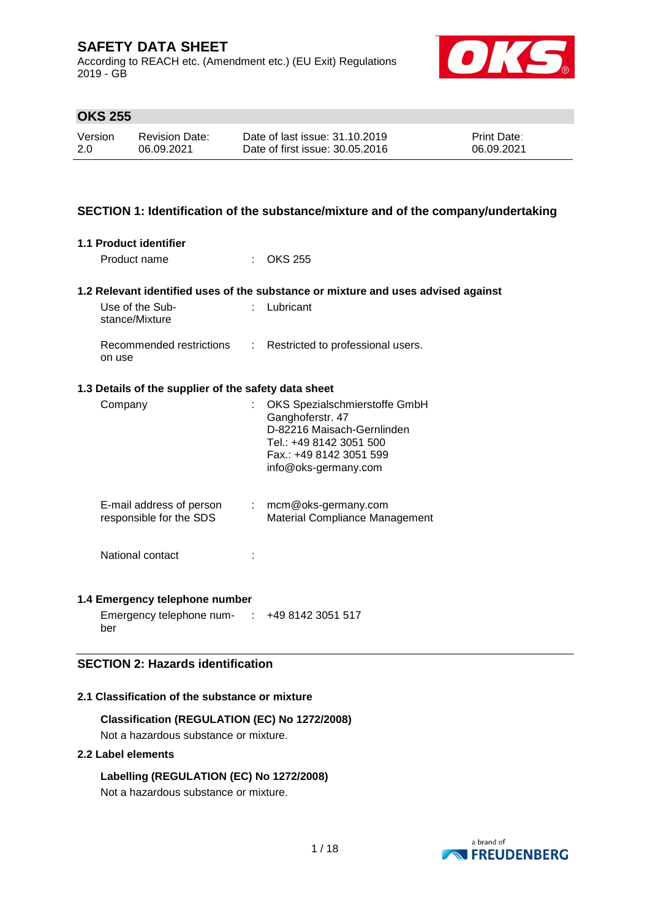# SAFETY DATA SHEET

According to REACH etc. (Amendment etc.) (EU Exit) Regulations 2019 - GB

## OKS 255

| Version | Revision Date: | Date of last issue: 31.10.2019 | Print Date: |
|---|---|---|---|
| 2.0 | 06.09.2021 | Date of first issue: 30.05.2016 | 06.09.2021 |

## SECTION 1: Identification of the substance/mixture and of the company/undertaking

### 1.1 Product identifier

Product name : OKS 255

### 1.2 Relevant identified uses of the substance or mixture and uses advised against

Use of the Substance/Mixture : Lubricant

Recommended restrictions on use : Restricted to professional users.

### 1.3 Details of the supplier of the safety data sheet

Company : OKS Spezialschmierstoffe GmbH
Ganghoferstr. 47
D-82216 Maisach-Gernlinden
Tel.: +49 8142 3051 500
Fax.: +49 8142 3051 599
info@oks-germany.com

E-mail address of person responsible for the SDS : mcm@oks-germany.com
Material Compliance Management

National contact :

### 1.4 Emergency telephone number

Emergency telephone number : +49 8142 3051 517

## SECTION 2: Hazards identification

### 2.1 Classification of the substance or mixture

**Classification (REGULATION (EC) No 1272/2008)**

Not a hazardous substance or mixture.

### 2.2 Label elements

**Labelling (REGULATION (EC) No 1272/2008)**

Not a hazardous substance or mixture.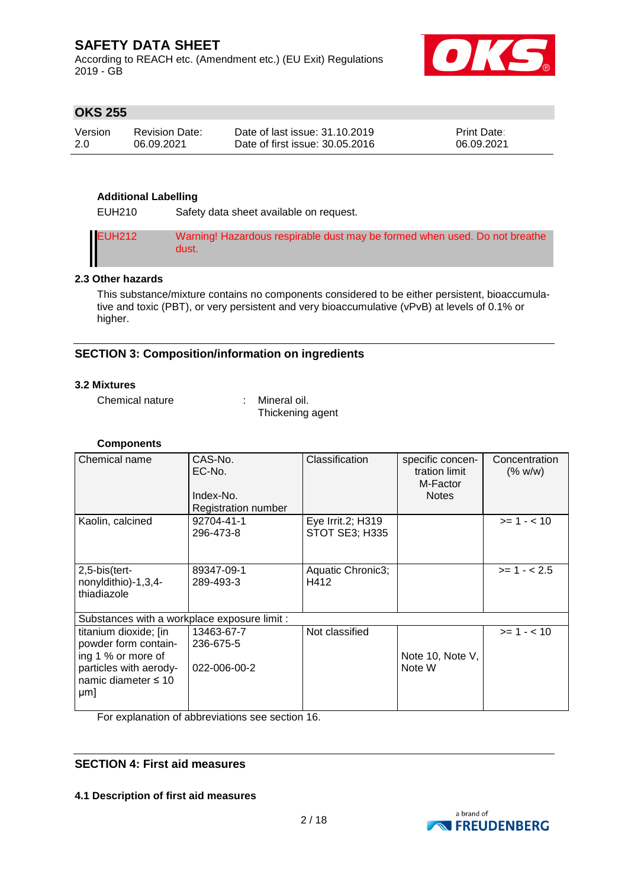**Additional Labelling**

| | |
|---|---|
| EUH210 | Safety data sheet available on request. |
| EUH212 | Warning! Hazardous respirable dust may be formed when used. Do not breathe dust. |

### 2.3 Other hazards

This substance/mixture contains no components considered to be either persistent, bioaccumulative and toxic (PBT), or very persistent and very bioaccumulative (vPvB) at levels of 0.1% or higher.

## SECTION 3: Composition/information on ingredients

### 3.2 Mixtures

Chemical nature : Mineral oil.
Thickening agent

**Components**

| Chemical name | CAS-No.<br>EC-No.<br><br>Index-No.<br>Registration number | Classification | specific concentration limit<br>M-Factor<br>Notes | Concentration (% w/w) |
|---|---|---|---|---|
| Kaolin, calcined | 92704-41-1<br>296-473-8 | Eye Irrit.2; H319<br>STOT SE3; H335 | | >= 1 - < 10 |
| 2,5-bis(tert-nonyldithio)-1,3,4-thiadiazole | 89347-09-1<br>289-493-3 | Aquatic Chronic3; H412 | | >= 1 - < 2.5 |
| Substances with a workplace exposure limit : | | | | |
| titanium dioxide; [in powder form containing 1 % or more of particles with aerodynamic diameter ≤ 10 μm] | 13463-67-7<br>236-675-5<br><br>022-006-00-2 | Not classified | Note 10, Note V, Note W | >= 1 - < 10 |

For explanation of abbreviations see section 16.

## SECTION 4: First aid measures

### 4.1 Description of first aid measures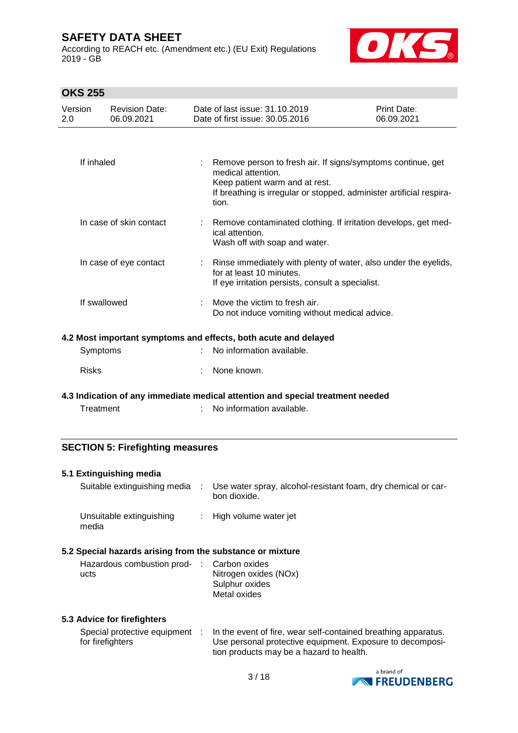| | | |
|---|---|---|
| If inhaled | : | Remove person to fresh air. If signs/symptoms continue, get medical attention.<br>Keep patient warm and at rest.<br>If breathing is irregular or stopped, administer artificial respiration. |
| In case of skin contact | : | Remove contaminated clothing. If irritation develops, get medical attention.<br>Wash off with soap and water. |
| In case of eye contact | : | Rinse immediately with plenty of water, also under the eyelids, for at least 10 minutes.<br>If eye irritation persists, consult a specialist. |
| If swallowed | : | Move the victim to fresh air.<br>Do not induce vomiting without medical advice. |

### 4.2 Most important symptoms and effects, both acute and delayed

| | | |
|---|---|---|
| Symptoms | : | No information available. |
| Risks | : | None known. |

### 4.3 Indication of any immediate medical attention and special treatment needed

| | | |
|---|---|---|
| Treatment | : | No information available. |

## SECTION 5: Firefighting measures

### 5.1 Extinguishing media

| | | |
|---|---|---|
| Suitable extinguishing media | : | Use water spray, alcohol-resistant foam, dry chemical or carbon dioxide. |
| Unsuitable extinguishing media | : | High volume water jet |

### 5.2 Special hazards arising from the substance or mixture

| | | |
|---|---|---|
| Hazardous combustion products | : | Carbon oxides<br>Nitrogen oxides (NOx)<br>Sulphur oxides<br>Metal oxides |

### 5.3 Advice for firefighters

| | | |
|---|---|---|
| Special protective equipment for firefighters | : | In the event of fire, wear self-contained breathing apparatus.<br>Use personal protective equipment. Exposure to decomposition products may be a hazard to health. |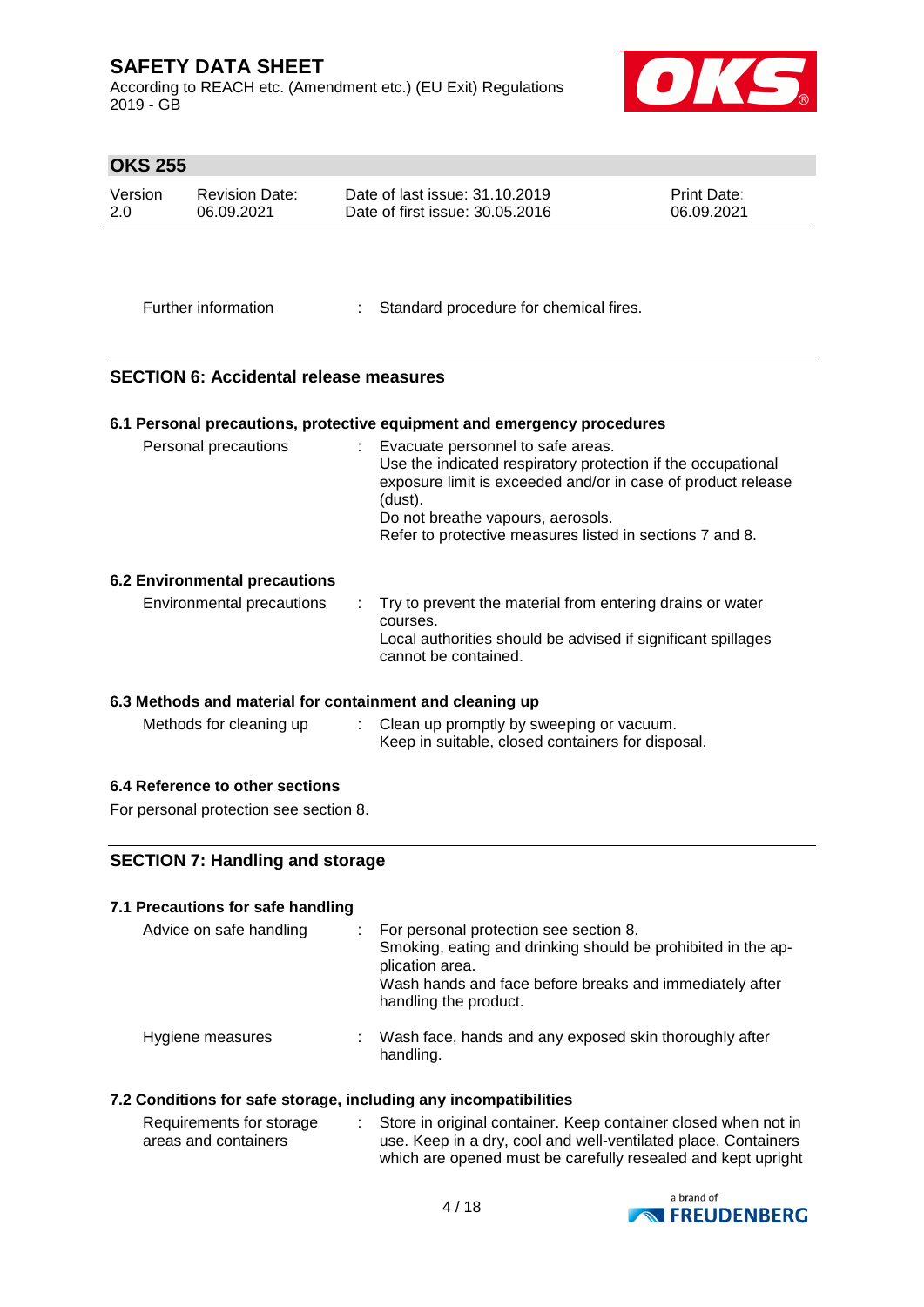Further information : Standard procedure for chemical fires.

## SECTION 6: Accidental release measures

### 6.1 Personal precautions, protective equipment and emergency procedures

| | | |
|---|---|---|
| Personal precautions | : | Evacuate personnel to safe areas.<br>Use the indicated respiratory protection if the occupational exposure limit is exceeded and/or in case of product release (dust).<br>Do not breathe vapours, aerosols.<br>Refer to protective measures listed in sections 7 and 8. |

### 6.2 Environmental precautions

| | | |
|---|---|---|
| Environmental precautions | : | Try to prevent the material from entering drains or water courses.<br>Local authorities should be advised if significant spillages cannot be contained. |

### 6.3 Methods and material for containment and cleaning up

| | | |
|---|---|---|
| Methods for cleaning up | : | Clean up promptly by sweeping or vacuum.<br>Keep in suitable, closed containers for disposal. |

### 6.4 Reference to other sections

For personal protection see section 8.

## SECTION 7: Handling and storage

### 7.1 Precautions for safe handling

| | | |
|---|---|---|
| Advice on safe handling | : | For personal protection see section 8.<br>Smoking, eating and drinking should be prohibited in the application area.<br>Wash hands and face before breaks and immediately after handling the product. |
| Hygiene measures | : | Wash face, hands and any exposed skin thoroughly after handling. |

### 7.2 Conditions for safe storage, including any incompatibilities

| | | |
|---|---|---|
| Requirements for storage areas and containers | : | Store in original container. Keep container closed when not in use. Keep in a dry, cool and well-ventilated place. Containers which are opened must be carefully resealed and kept upright |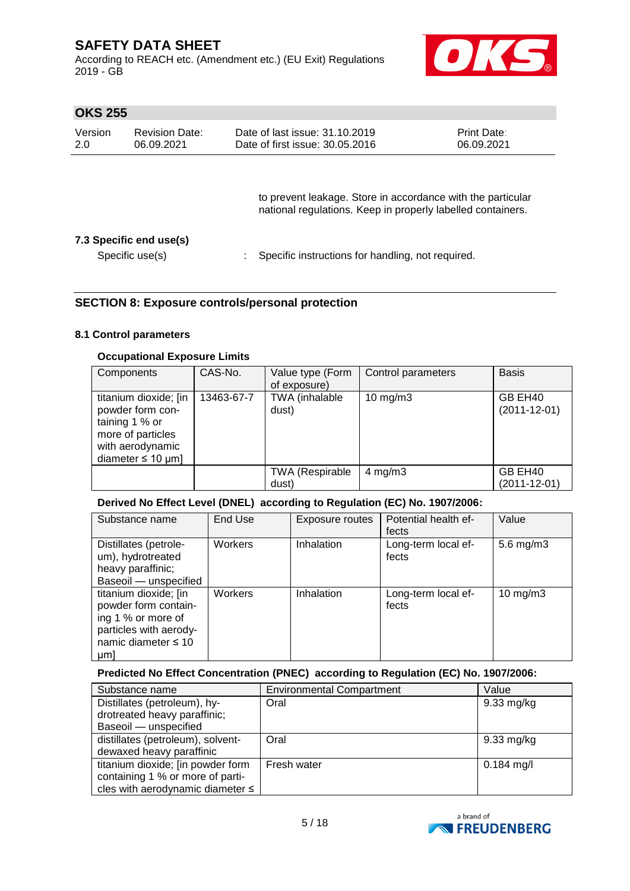to prevent leakage. Store in accordance with the particular national regulations. Keep in properly labelled containers.

### 7.3 Specific end use(s)

Specific use(s) : Specific instructions for handling, not required.

## SECTION 8: Exposure controls/personal protection

### 8.1 Control parameters

**Occupational Exposure Limits**

| Components | CAS-No. | Value type (Form of exposure) | Control parameters | Basis |
|---|---|---|---|---|
| titanium dioxide; [in powder form containing 1 % or more of particles with aerodynamic diameter ≤ 10 μm] | 13463-67-7 | TWA (inhalable dust) | 10 mg/m3 | GB EH40 (2011-12-01) |
| | | TWA (Respirable dust) | 4 mg/m3 | GB EH40 (2011-12-01) |

**Derived No Effect Level (DNEL) according to Regulation (EC) No. 1907/2006:**

| Substance name | End Use | Exposure routes | Potential health effects | Value |
|---|---|---|---|---|
| Distillates (petroleum), hydrotreated heavy paraffinic; Baseoil — unspecified | Workers | Inhalation | Long-term local effects | 5.6 mg/m3 |
| titanium dioxide; [in powder form containing 1 % or more of particles with aerodynamic diameter ≤ 10 μm] | Workers | Inhalation | Long-term local effects | 10 mg/m3 |

**Predicted No Effect Concentration (PNEC) according to Regulation (EC) No. 1907/2006:**

| Substance name | Environmental Compartment | Value |
|---|---|---|
| Distillates (petroleum), hydrotreated heavy paraffinic; Baseoil — unspecified | Oral | 9.33 mg/kg |
| distillates (petroleum), solvent-dewaxed heavy paraffinic | Oral | 9.33 mg/kg |
| titanium dioxide; [in powder form containing 1 % or more of particles with aerodynamic diameter ≤ | Fresh water | 0.184 mg/l |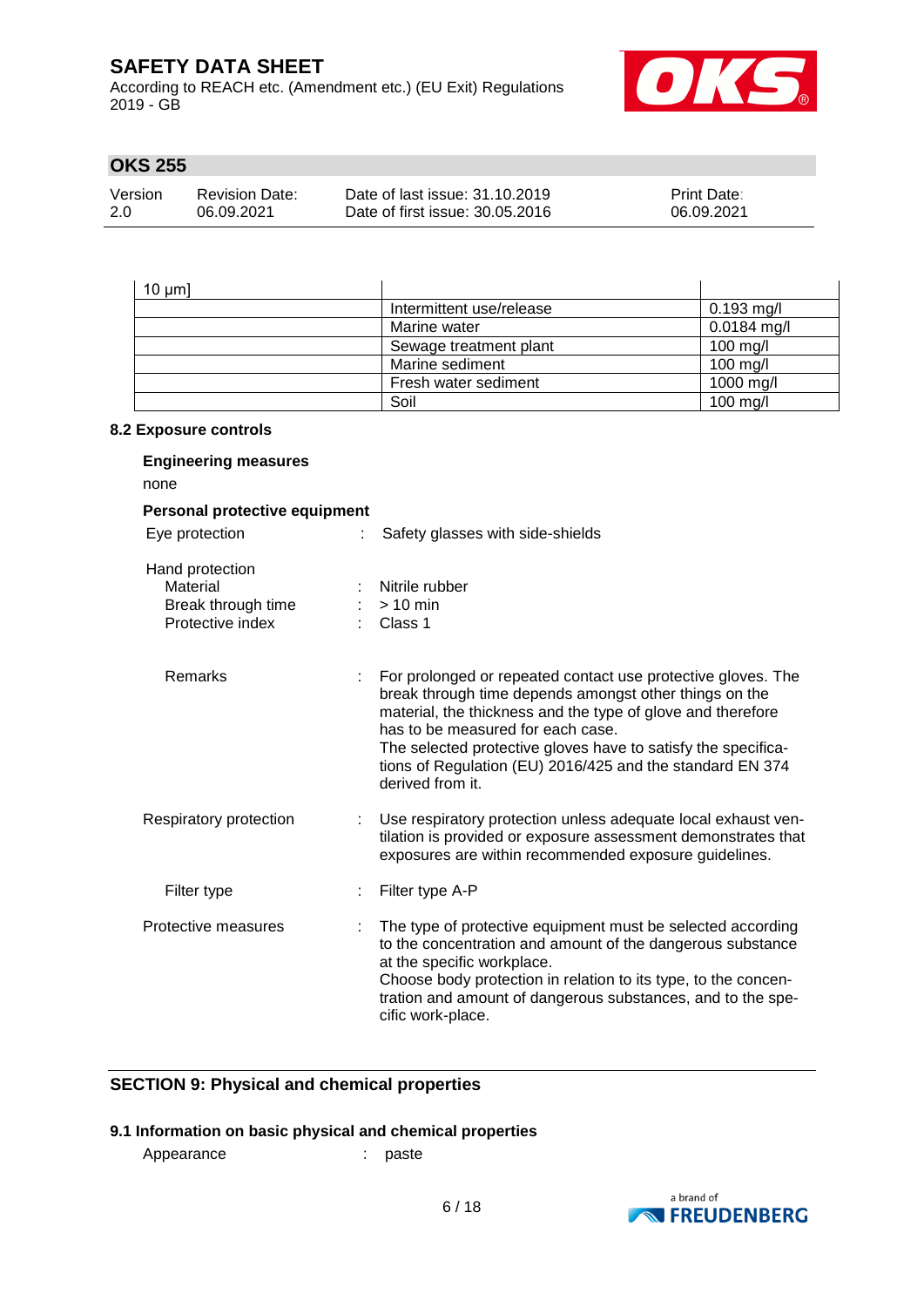| | | |
|---|---|---|
| 10 μm] | | |
| | Intermittent use/release | 0.193 mg/l |
| | Marine water | 0.0184 mg/l |
| | Sewage treatment plant | 100 mg/l |
| | Marine sediment | 100 mg/l |
| | Fresh water sediment | 1000 mg/l |
| | Soil | 100 mg/l |

**8.2 Exposure controls**

**Engineering measures**

none

**Personal protective equipment**

Eye protection : Safety glasses with side-shields

Hand protection
- Material : Nitrile rubber
- Break through time : > 10 min
- Protective index : Class 1

Remarks : For prolonged or repeated contact use protective gloves. The break through time depends amongst other things on the material, the thickness and the type of glove and therefore has to be measured for each case.
The selected protective gloves have to satisfy the specifications of Regulation (EU) 2016/425 and the standard EN 374 derived from it.

Respiratory protection : Use respiratory protection unless adequate local exhaust ventilation is provided or exposure assessment demonstrates that exposures are within recommended exposure guidelines.

Filter type : Filter type A-P

Protective measures : The type of protective equipment must be selected according to the concentration and amount of the dangerous substance at the specific workplace.
Choose body protection in relation to its type, to the concentration and amount of dangerous substances, and to the specific work-place.

## SECTION 9: Physical and chemical properties

**9.1 Information on basic physical and chemical properties**

Appearance : paste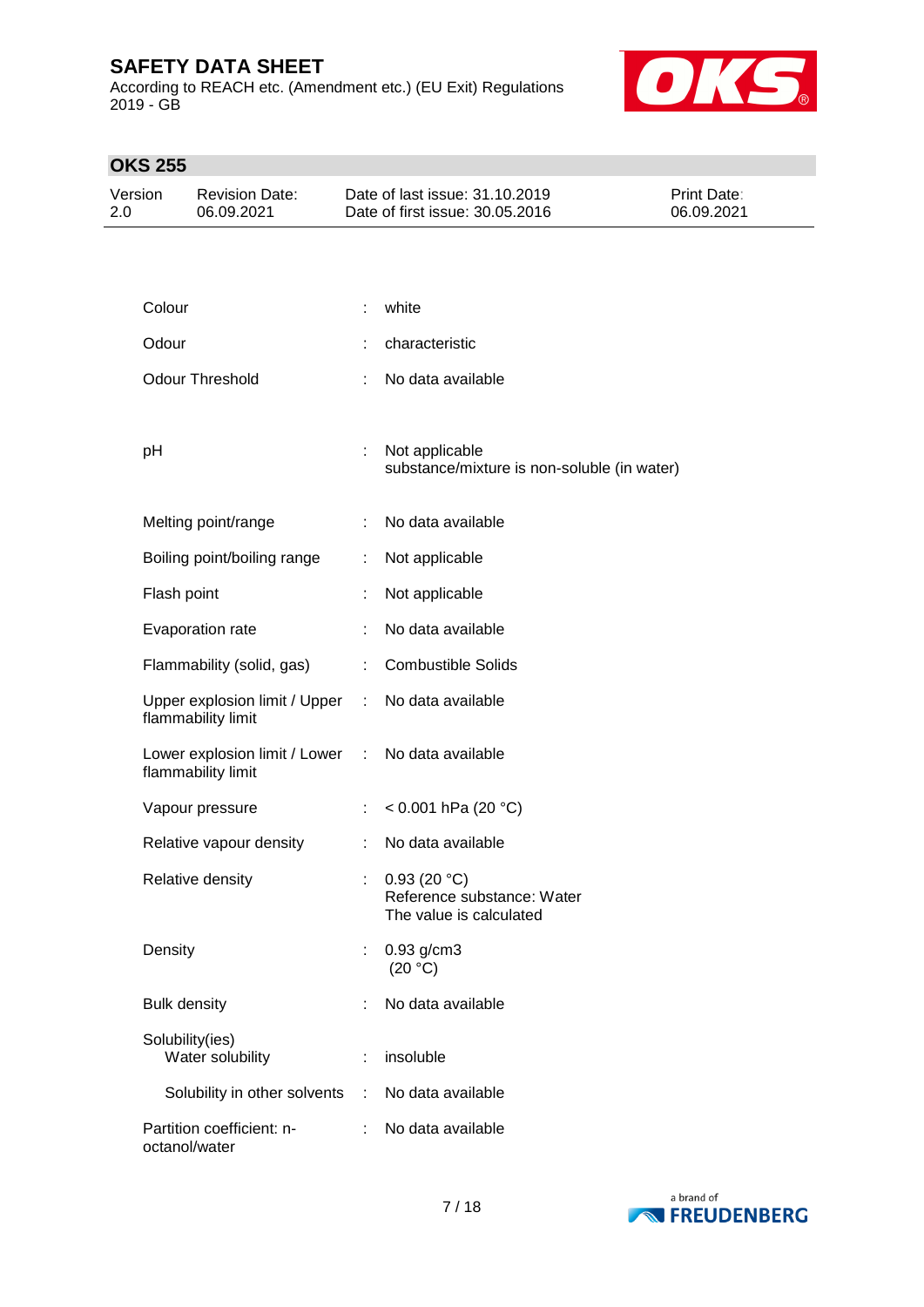| | |
|---|---|
| Colour | : white |
| Odour | : characteristic |
| Odour Threshold | : No data available |
| pH | : Not applicable<br>substance/mixture is non-soluble (in water) |
| Melting point/range | : No data available |
| Boiling point/boiling range | : Not applicable |
| Flash point | : Not applicable |
| Evaporation rate | : No data available |
| Flammability (solid, gas) | : Combustible Solids |
| Upper explosion limit / Upper flammability limit | : No data available |
| Lower explosion limit / Lower flammability limit | : No data available |
| Vapour pressure | : < 0.001 hPa (20 °C) |
| Relative vapour density | : No data available |
| Relative density | : 0.93 (20 °C)<br>Reference substance: Water<br>The value is calculated |
| Density | : 0.93 g/cm3<br>(20 °C) |
| Bulk density | : No data available |
| Solubility(ies)<br>Water solubility | : insoluble |
| Solubility in other solvents | : No data available |
| Partition coefficient: n-octanol/water | : No data available |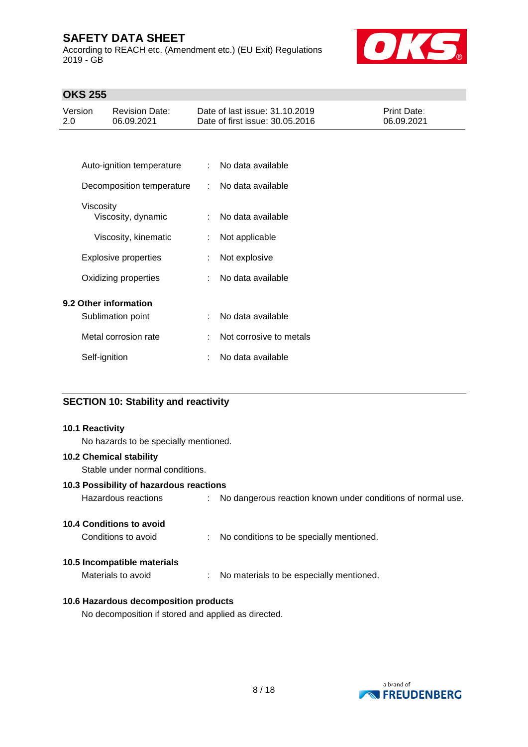| | | |
|---|---|---|
| Auto-ignition temperature | : | No data available |
| Decomposition temperature | : | No data available |
| Viscosity | | |
| Viscosity, dynamic | : | No data available |
| Viscosity, kinematic | : | Not applicable |
| Explosive properties | : | Not explosive |
| Oxidizing properties | : | No data available |

**9.2 Other information**

| | | |
|---|---|---|
| Sublimation point | : | No data available |
| Metal corrosion rate | : | Not corrosive to metals |
| Self-ignition | : | No data available |

## SECTION 10: Stability and reactivity

**10.1 Reactivity**

No hazards to be specially mentioned.

**10.2 Chemical stability**

Stable under normal conditions.

**10.3 Possibility of hazardous reactions**

Hazardous reactions : No dangerous reaction known under conditions of normal use.

**10.4 Conditions to avoid**

Conditions to avoid : No conditions to be specially mentioned.

**10.5 Incompatible materials**

Materials to avoid : No materials to be especially mentioned.

**10.6 Hazardous decomposition products**

No decomposition if stored and applied as directed.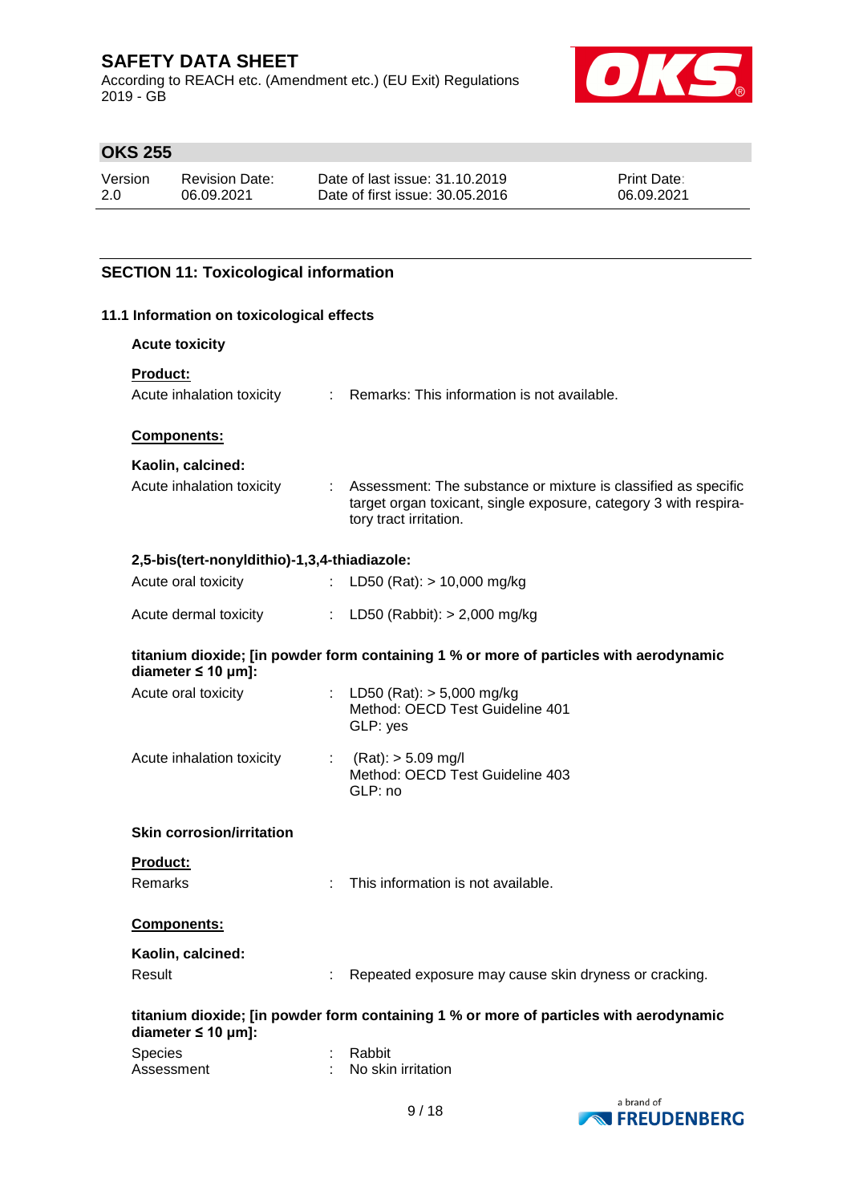## SECTION 11: Toxicological information

### 11.1 Information on toxicological effects

**Acute toxicity**

**Product:**

Acute inhalation toxicity : Remarks: This information is not available.

**Components:**

**Kaolin, calcined:**

Acute inhalation toxicity : Assessment: The substance or mixture is classified as specific target organ toxicant, single exposure, category 3 with respiratory tract irritation.

**2,5-bis(tert-nonyldithio)-1,3,4-thiadiazole:**

Acute oral toxicity : LD50 (Rat): > 10,000 mg/kg

Acute dermal toxicity : LD50 (Rabbit): > 2,000 mg/kg

**titanium dioxide; [in powder form containing 1 % or more of particles with aerodynamic diameter ≤ 10 μm]:**

Acute oral toxicity : LD50 (Rat): > 5,000 mg/kg
Method: OECD Test Guideline 401
GLP: yes

Acute inhalation toxicity : (Rat): > 5.09 mg/l
Method: OECD Test Guideline 403
GLP: no

**Skin corrosion/irritation**

**Product:**

Remarks : This information is not available.

**Components:**

**Kaolin, calcined:**

Result : Repeated exposure may cause skin dryness or cracking.

**titanium dioxide; [in powder form containing 1 % or more of particles with aerodynamic diameter ≤ 10 μm]:**

Species : Rabbit
Assessment : No skin irritation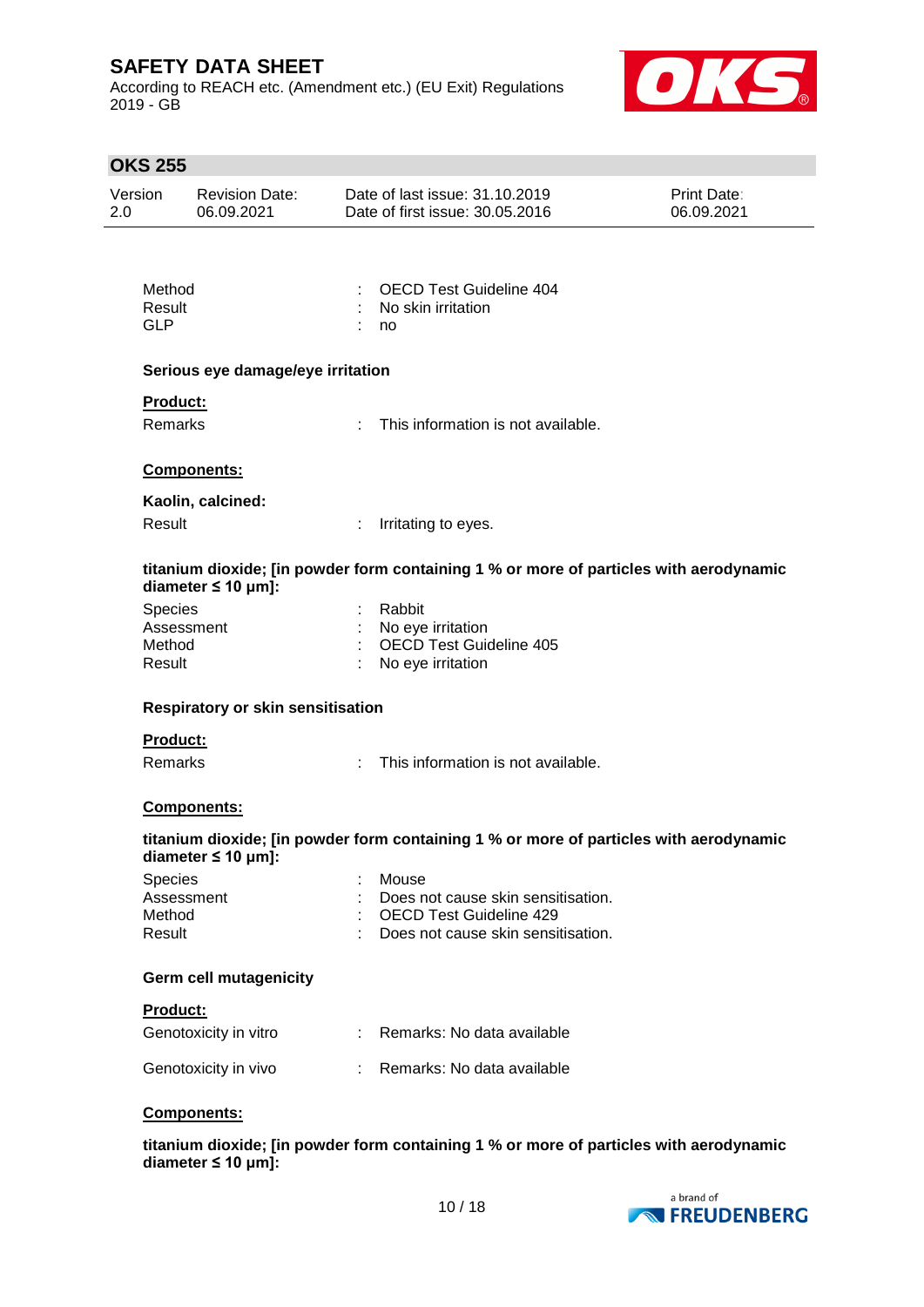| | | |
|---|---|---|
| Method | : | OECD Test Guideline 404 |
| Result | : | No skin irritation |
| GLP | : | no |

**Serious eye damage/eye irritation**

**Product:**

| | | |
|---|---|---|
| Remarks | : | This information is not available. |

**Components:**

**Kaolin, calcined:**

| | | |
|---|---|---|
| Result | : | Irritating to eyes. |

**titanium dioxide; [in powder form containing 1 % or more of particles with aerodynamic diameter ≤ 10 μm]:**

| | | |
|---|---|---|
| Species | : | Rabbit |
| Assessment | : | No eye irritation |
| Method | : | OECD Test Guideline 405 |
| Result | : | No eye irritation |

**Respiratory or skin sensitisation**

**Product:**

| | | |
|---|---|---|
| Remarks | : | This information is not available. |

**Components:**

**titanium dioxide; [in powder form containing 1 % or more of particles with aerodynamic diameter ≤ 10 μm]:**

| | | |
|---|---|---|
| Species | : | Mouse |
| Assessment | : | Does not cause skin sensitisation. |
| Method | : | OECD Test Guideline 429 |
| Result | : | Does not cause skin sensitisation. |

**Germ cell mutagenicity**

**Product:**

| | | |
|---|---|---|
| Genotoxicity in vitro | : | Remarks: No data available |
| Genotoxicity in vivo | : | Remarks: No data available |

**Components:**

**titanium dioxide; [in powder form containing 1 % or more of particles with aerodynamic diameter ≤ 10 μm]:**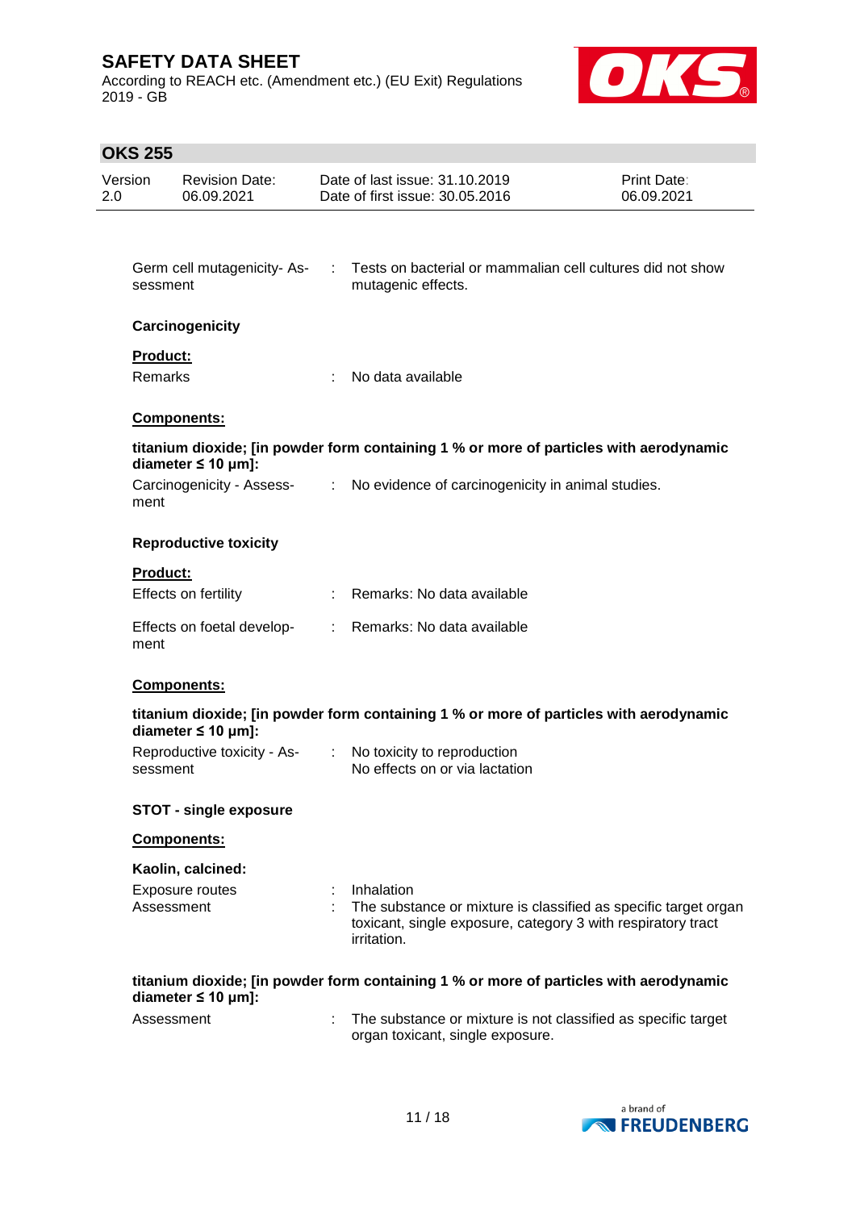Germ cell mutagenicity- Assessment : Tests on bacterial or mammalian cell cultures did not show mutagenic effects.

**Carcinogenicity**

**Product:**

Remarks : No data available

**Components:**

**titanium dioxide; [in powder form containing 1 % or more of particles with aerodynamic diameter ≤ 10 μm]:**

Carcinogenicity - Assessment : No evidence of carcinogenicity in animal studies.

**Reproductive toxicity**

**Product:**

Effects on fertility : Remarks: No data available

Effects on foetal development : Remarks: No data available

**Components:**

**titanium dioxide; [in powder form containing 1 % or more of particles with aerodynamic diameter ≤ 10 μm]:**

Reproductive toxicity - Assessment : No toxicity to reproduction
No effects on or via lactation

**STOT - single exposure**

**Components:**

**Kaolin, calcined:**

Exposure routes : Inhalation

Assessment : The substance or mixture is classified as specific target organ toxicant, single exposure, category 3 with respiratory tract irritation.

**titanium dioxide; [in powder form containing 1 % or more of particles with aerodynamic diameter ≤ 10 μm]:**

Assessment : The substance or mixture is not classified as specific target organ toxicant, single exposure.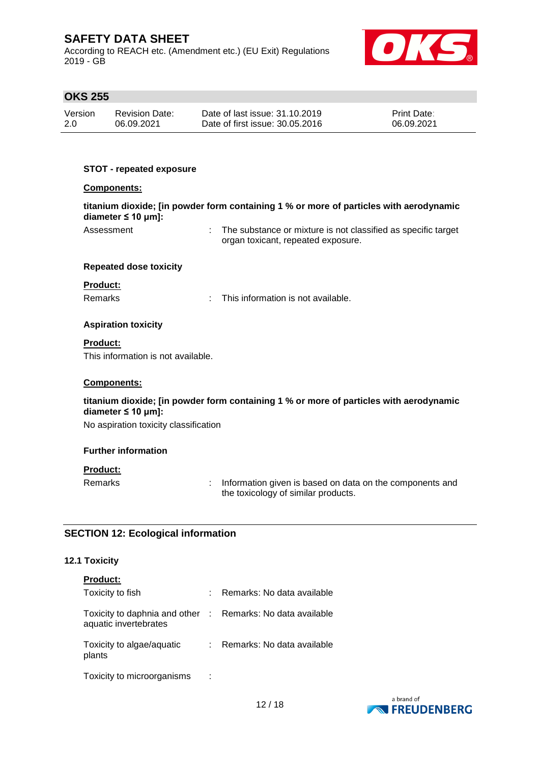**STOT - repeated exposure**

**Components:**

**titanium dioxide; [in powder form containing 1 % or more of particles with aerodynamic diameter ≤ 10 μm]:**

Assessment : The substance or mixture is not classified as specific target organ toxicant, repeated exposure.

**Repeated dose toxicity**

**Product:**

Remarks : This information is not available.

**Aspiration toxicity**

**Product:**

This information is not available.

**Components:**

**titanium dioxide; [in powder form containing 1 % or more of particles with aerodynamic diameter ≤ 10 μm]:**

No aspiration toxicity classification

**Further information**

**Product:**

Remarks : Information given is based on data on the components and the toxicology of similar products.

## SECTION 12: Ecological information

### 12.1 Toxicity

**Product:**

| | | |
|---|---|---|
| Toxicity to fish | : | Remarks: No data available |
| Toxicity to daphnia and other aquatic invertebrates | : | Remarks: No data available |
| Toxicity to algae/aquatic plants | : | Remarks: No data available |
| Toxicity to microorganisms | : | |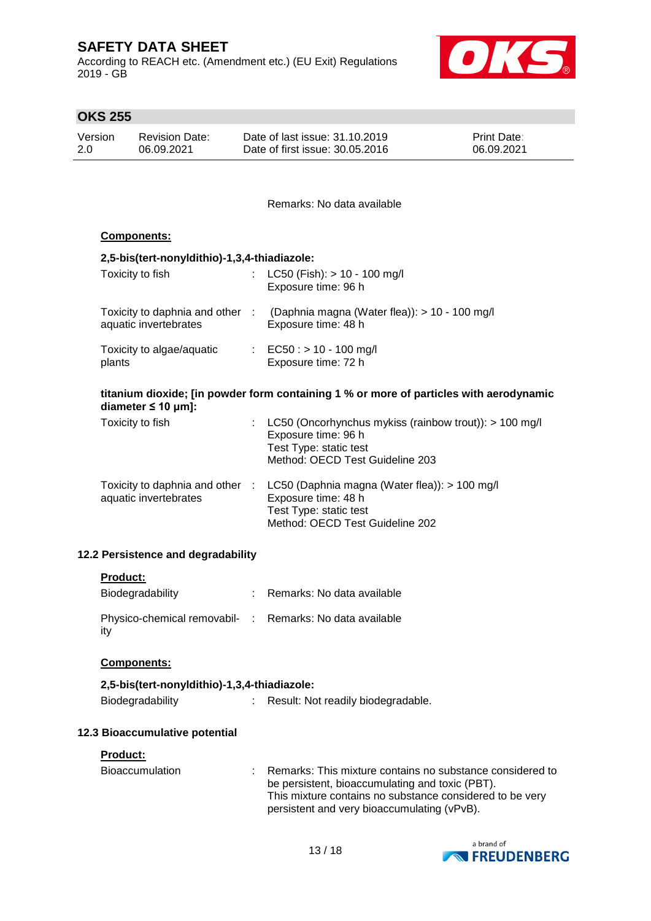Remarks: No data available

**Components:**

**2,5-bis(tert-nonyldithio)-1,3,4-thiadiazole:**

| | | |
|---|---|---|
| Toxicity to fish | : | LC50 (Fish): > 10 - 100 mg/l<br>Exposure time: 96 h |
| Toxicity to daphnia and other aquatic invertebrates | : | (Daphnia magna (Water flea)): > 10 - 100 mg/l<br>Exposure time: 48 h |
| Toxicity to algae/aquatic plants | : | EC50 : > 10 - 100 mg/l<br>Exposure time: 72 h |

**titanium dioxide; [in powder form containing 1 % or more of particles with aerodynamic diameter ≤ 10 μm]:**

| | | |
|---|---|---|
| Toxicity to fish | : | LC50 (Oncorhynchus mykiss (rainbow trout)): > 100 mg/l<br>Exposure time: 96 h<br>Test Type: static test<br>Method: OECD Test Guideline 203 |
| Toxicity to daphnia and other aquatic invertebrates | : | LC50 (Daphnia magna (Water flea)): > 100 mg/l<br>Exposure time: 48 h<br>Test Type: static test<br>Method: OECD Test Guideline 202 |

### 12.2 Persistence and degradability

**Product:**

| | | |
|---|---|---|
| Biodegradability | : | Remarks: No data available |
| Physico-chemical removability | : | Remarks: No data available |

**Components:**

**2,5-bis(tert-nonyldithio)-1,3,4-thiadiazole:**

| | | |
|---|---|---|
| Biodegradability | : | Result: Not readily biodegradable. |

### 12.3 Bioaccumulative potential

**Product:**

| | | |
|---|---|---|
| Bioaccumulation | : | Remarks: This mixture contains no substance considered to be persistent, bioaccumulating and toxic (PBT).<br>This mixture contains no substance considered to be very persistent and very bioaccumulating (vPvB). |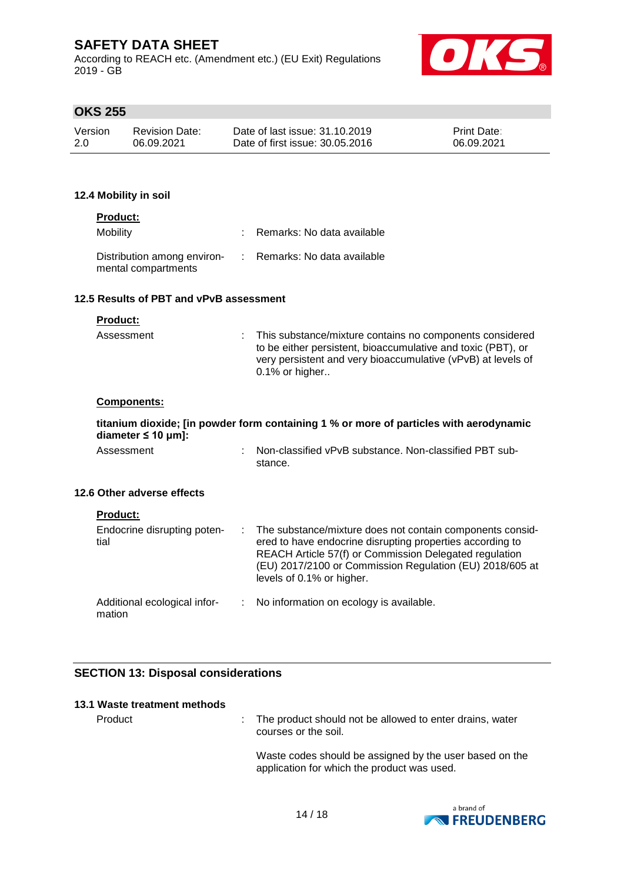### 12.4 Mobility in soil

**Product:**

| | | |
|---|---|---|
| Mobility | : | Remarks: No data available |
| Distribution among environmental compartments | : | Remarks: No data available |

### 12.5 Results of PBT and vPvB assessment

**Product:**

| | | |
|---|---|---|
| Assessment | : | This substance/mixture contains no components considered to be either persistent, bioaccumulative and toxic (PBT), or very persistent and very bioaccumulative (vPvB) at levels of 0.1% or higher.. |

**Components:**

**titanium dioxide; [in powder form containing 1 % or more of particles with aerodynamic diameter ≤ 10 μm]:**

| | | |
|---|---|---|
| Assessment | : | Non-classified vPvB substance. Non-classified PBT substance. |

### 12.6 Other adverse effects

**Product:**

| | | |
|---|---|---|
| Endocrine disrupting potential | : | The substance/mixture does not contain components considered to have endocrine disrupting properties according to REACH Article 57(f) or Commission Delegated regulation (EU) 2017/2100 or Commission Regulation (EU) 2018/605 at levels of 0.1% or higher. |
| Additional ecological information | : | No information on ecology is available. |

## SECTION 13: Disposal considerations

### 13.1 Waste treatment methods

| | | |
|---|---|---|
| Product | : | The product should not be allowed to enter drains, water courses or the soil.<br><br>Waste codes should be assigned by the user based on the application for which the product was used. |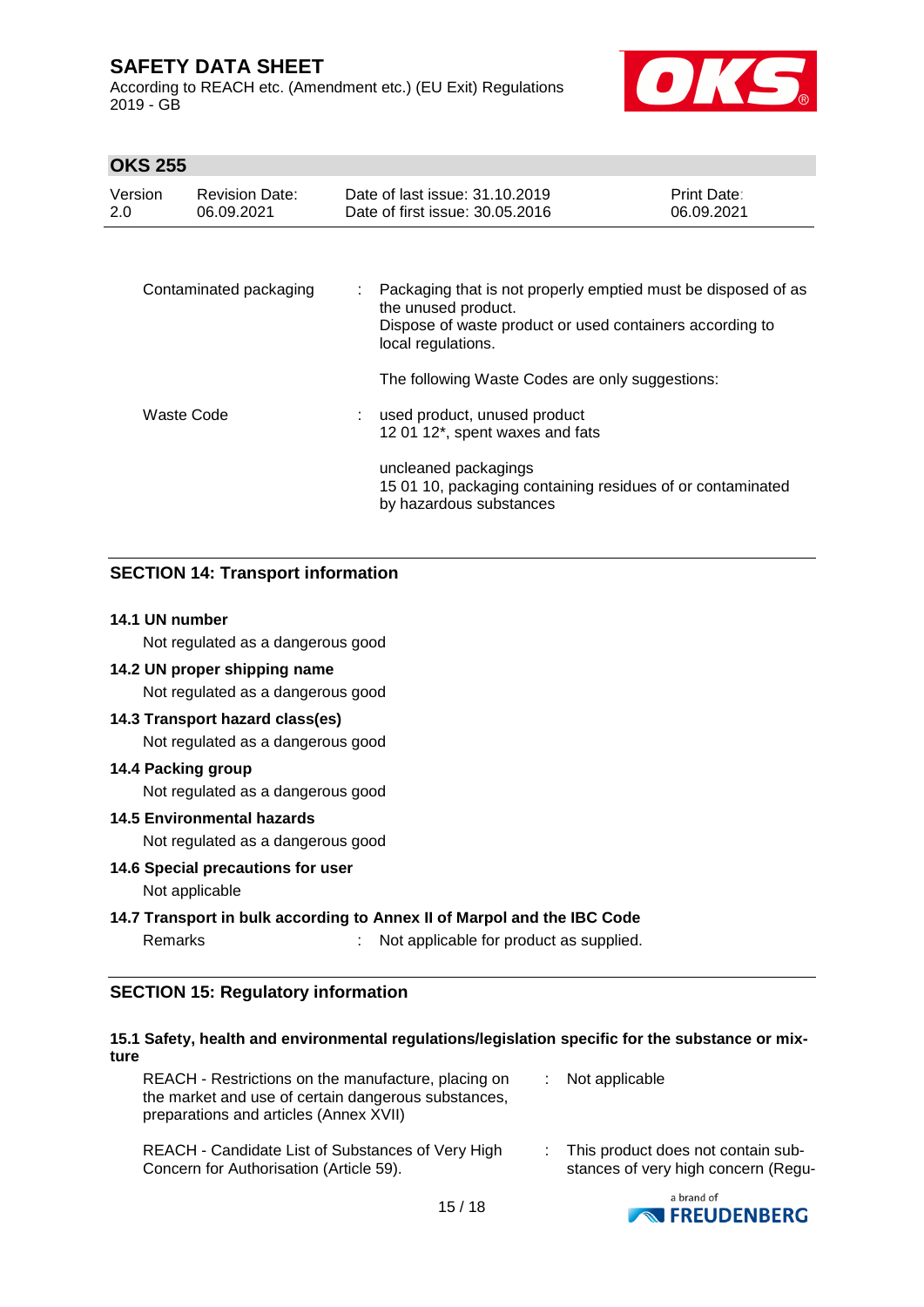| | | |
|---|---|---|
| Contaminated packaging | : | Packaging that is not properly emptied must be disposed of as the unused product.<br>Dispose of waste product or used containers according to local regulations.<br><br>The following Waste Codes are only suggestions: |
| Waste Code | : | used product, unused product<br>12 01 12*, spent waxes and fats<br><br>uncleaned packagings<br>15 01 10, packaging containing residues of or contaminated by hazardous substances |

## SECTION 14: Transport information

**14.1 UN number**

Not regulated as a dangerous good

**14.2 UN proper shipping name**

Not regulated as a dangerous good

**14.3 Transport hazard class(es)**

Not regulated as a dangerous good

**14.4 Packing group**

Not regulated as a dangerous good

**14.5 Environmental hazards**

Not regulated as a dangerous good

**14.6 Special precautions for user**

Not applicable

**14.7 Transport in bulk according to Annex II of Marpol and the IBC Code**

| | | |
|---|---|---|
| Remarks | : | Not applicable for product as supplied. |

## SECTION 15: Regulatory information

**15.1 Safety, health and environmental regulations/legislation specific for the substance or mixture**

| | | |
|---|---|---|
| REACH - Restrictions on the manufacture, placing on the market and use of certain dangerous substances, preparations and articles (Annex XVII) | : | Not applicable |
| REACH - Candidate List of Substances of Very High Concern for Authorisation (Article 59). | : | This product does not contain substances of very high concern (Regu- |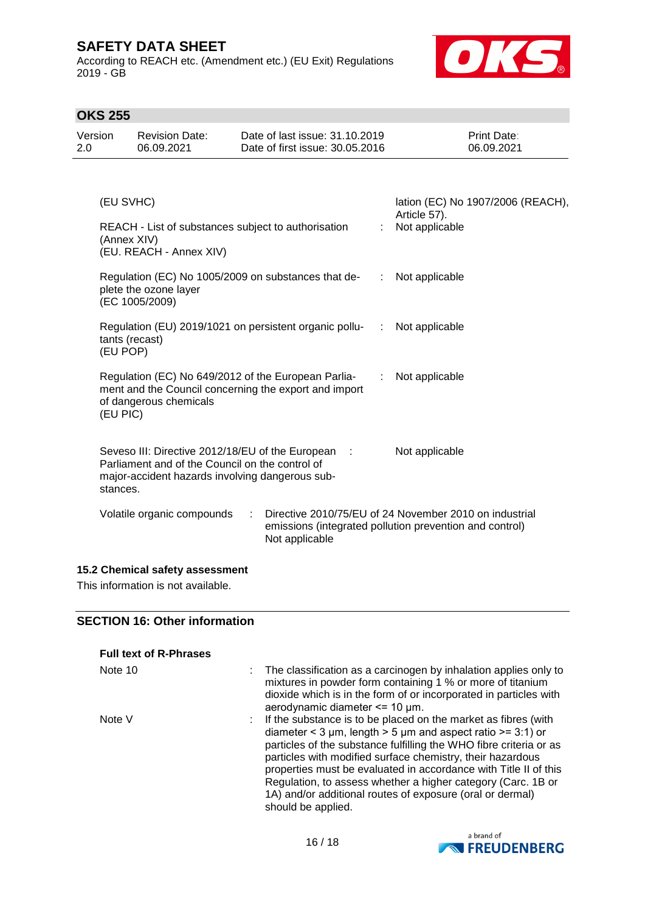| | | |
|---|---|---|
| (EU SVHC) | | lation (EC) No 1907/2006 (REACH), Article 57). |
| REACH - List of substances subject to authorisation (Annex XIV) (EU. REACH - Annex XIV) | : | Not applicable |
| Regulation (EC) No 1005/2009 on substances that deplete the ozone layer (EC 1005/2009) | : | Not applicable |
| Regulation (EU) 2019/1021 on persistent organic pollutants (recast) (EU POP) | : | Not applicable |
| Regulation (EC) No 649/2012 of the European Parliament and the Council concerning the export and import of dangerous chemicals (EU PIC) | : | Not applicable |
| Seveso III: Directive 2012/18/EU of the European Parliament and of the Council on the control of major-accident hazards involving dangerous substances. | : | Not applicable |

Volatile organic compounds : Directive 2010/75/EU of 24 November 2010 on industrial emissions (integrated pollution prevention and control)
Not applicable

### 15.2 Chemical safety assessment

This information is not available.

## SECTION 16: Other information

**Full text of R-Phrases**

| | | |
|---|---|---|
| Note 10 | : | The classification as a carcinogen by inhalation applies only to mixtures in powder form containing 1 % or more of titanium dioxide which is in the form of or incorporated in particles with aerodynamic diameter <= 10 µm. |
| Note V | : | If the substance is to be placed on the market as fibres (with diameter < 3 µm, length > 5 µm and aspect ratio >= 3:1) or particles of the substance fulfilling the WHO fibre criteria or as particles with modified surface chemistry, their hazardous properties must be evaluated in accordance with Title II of this Regulation, to assess whether a higher category (Carc. 1B or 1A) and/or additional routes of exposure (oral or dermal) should be applied. |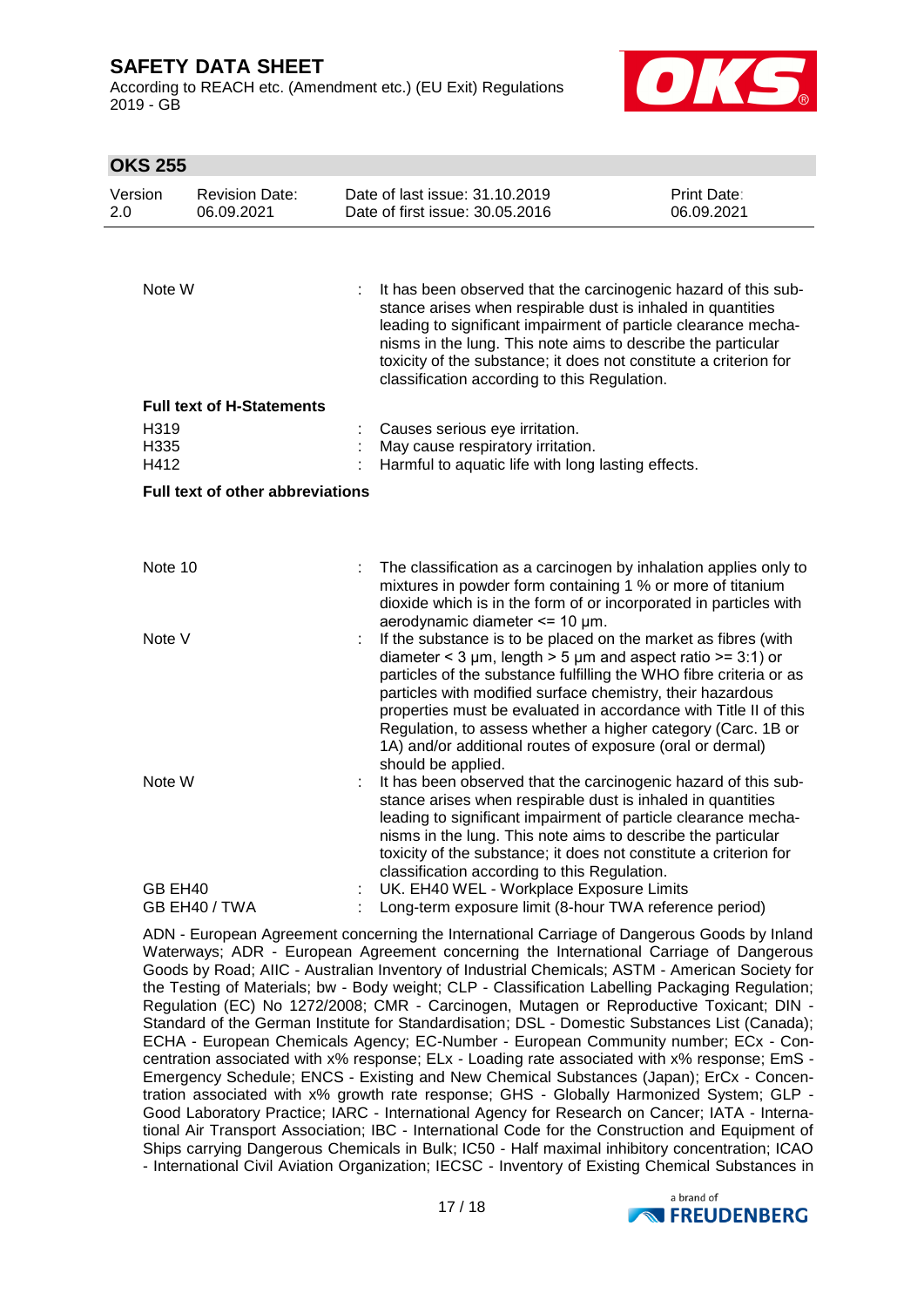| | |
|---|---|
| Note W | It has been observed that the carcinogenic hazard of this substance arises when respirable dust is inhaled in quantities leading to significant impairment of particle clearance mechanisms in the lung. This note aims to describe the particular toxicity of the substance; it does not constitute a criterion for classification according to this Regulation. |

**Full text of H-Statements**

| | |
|---|---|
| H319 | Causes serious eye irritation. |
| H335 | May cause respiratory irritation. |
| H412 | Harmful to aquatic life with long lasting effects. |

**Full text of other abbreviations**

| | |
|---|---|
| Note 10 | The classification as a carcinogen by inhalation applies only to mixtures in powder form containing 1 % or more of titanium dioxide which is in the form of or incorporated in particles with aerodynamic diameter <= 10 µm. |
| Note V | If the substance is to be placed on the market as fibres (with diameter < 3 µm, length > 5 µm and aspect ratio >= 3:1) or particles of the substance fulfilling the WHO fibre criteria or as particles with modified surface chemistry, their hazardous properties must be evaluated in accordance with Title II of this Regulation, to assess whether a higher category (Carc. 1B or 1A) and/or additional routes of exposure (oral or dermal) should be applied. |
| Note W | It has been observed that the carcinogenic hazard of this substance arises when respirable dust is inhaled in quantities leading to significant impairment of particle clearance mechanisms in the lung. This note aims to describe the particular toxicity of the substance; it does not constitute a criterion for classification according to this Regulation. |
| GB EH40 | UK. EH40 WEL - Workplace Exposure Limits |
| GB EH40 / TWA | Long-term exposure limit (8-hour TWA reference period) |

ADN - European Agreement concerning the International Carriage of Dangerous Goods by Inland Waterways; ADR - European Agreement concerning the International Carriage of Dangerous Goods by Road; AIIC - Australian Inventory of Industrial Chemicals; ASTM - American Society for the Testing of Materials; bw - Body weight; CLP - Classification Labelling Packaging Regulation; Regulation (EC) No 1272/2008; CMR - Carcinogen, Mutagen or Reproductive Toxicant; DIN - Standard of the German Institute for Standardisation; DSL - Domestic Substances List (Canada); ECHA - European Chemicals Agency; EC-Number - European Community number; ECx - Concentration associated with x% response; ELx - Loading rate associated with x% response; EmS - Emergency Schedule; ENCS - Existing and New Chemical Substances (Japan); ErCx - Concentration associated with x% growth rate response; GHS - Globally Harmonized System; GLP - Good Laboratory Practice; IARC - International Agency for Research on Cancer; IATA - International Air Transport Association; IBC - International Code for the Construction and Equipment of Ships carrying Dangerous Chemicals in Bulk; IC50 - Half maximal inhibitory concentration; ICAO - International Civil Aviation Organization; IECSC - Inventory of Existing Chemical Substances in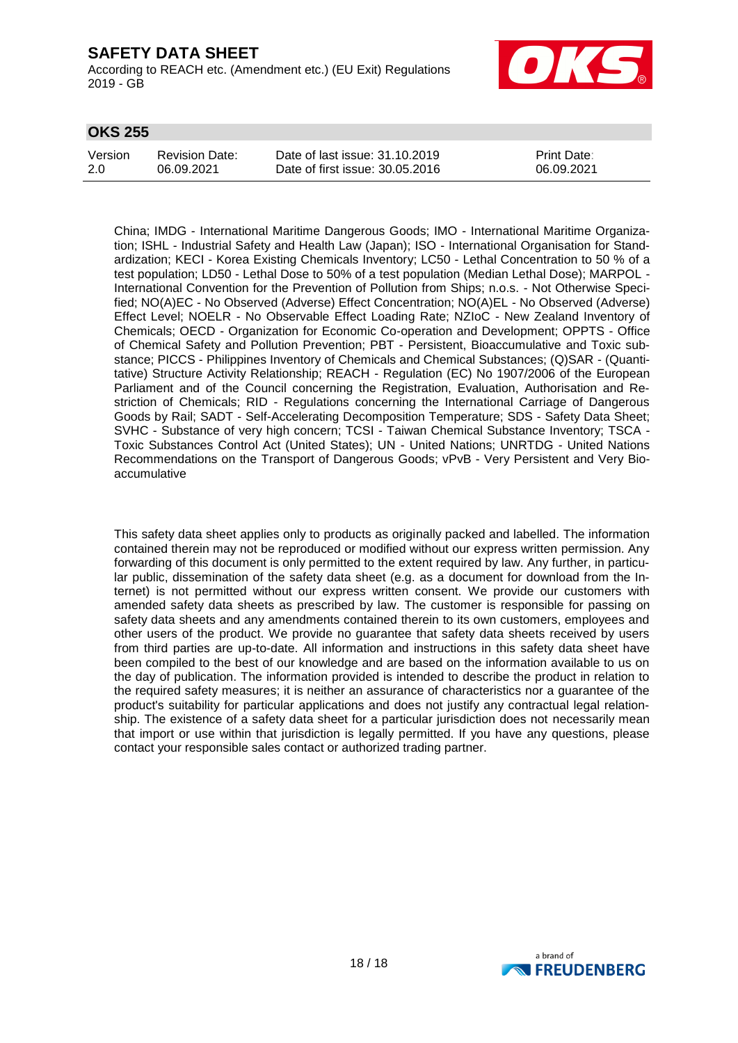China; IMDG - International Maritime Dangerous Goods; IMO - International Maritime Organization; ISHL - Industrial Safety and Health Law (Japan); ISO - International Organisation for Standardization; KECI - Korea Existing Chemicals Inventory; LC50 - Lethal Concentration to 50 % of a test population; LD50 - Lethal Dose to 50% of a test population (Median Lethal Dose); MARPOL - International Convention for the Prevention of Pollution from Ships; n.o.s. - Not Otherwise Specified; NO(A)EC - No Observed (Adverse) Effect Concentration; NO(A)EL - No Observed (Adverse) Effect Level; NOELR - No Observable Effect Loading Rate; NZIoC - New Zealand Inventory of Chemicals; OECD - Organization for Economic Co-operation and Development; OPPTS - Office of Chemical Safety and Pollution Prevention; PBT - Persistent, Bioaccumulative and Toxic substance; PICCS - Philippines Inventory of Chemicals and Chemical Substances; (Q)SAR - (Quantitative) Structure Activity Relationship; REACH - Regulation (EC) No 1907/2006 of the European Parliament and of the Council concerning the Registration, Evaluation, Authorisation and Restriction of Chemicals; RID - Regulations concerning the International Carriage of Dangerous Goods by Rail; SADT - Self-Accelerating Decomposition Temperature; SDS - Safety Data Sheet; SVHC - Substance of very high concern; TCSI - Taiwan Chemical Substance Inventory; TSCA - Toxic Substances Control Act (United States); UN - United Nations; UNRTDG - United Nations Recommendations on the Transport of Dangerous Goods; vPvB - Very Persistent and Very Bioaccumulative

This safety data sheet applies only to products as originally packed and labelled. The information contained therein may not be reproduced or modified without our express written permission. Any forwarding of this document is only permitted to the extent required by law. Any further, in particular public, dissemination of the safety data sheet (e.g. as a document for download from the Internet) is not permitted without our express written consent. We provide our customers with amended safety data sheets as prescribed by law. The customer is responsible for passing on safety data sheets and any amendments contained therein to its own customers, employees and other users of the product. We provide no guarantee that safety data sheets received by users from third parties are up-to-date. All information and instructions in this safety data sheet have been compiled to the best of our knowledge and are based on the information available to us on the day of publication. The information provided is intended to describe the product in relation to the required safety measures; it is neither an assurance of characteristics nor a guarantee of the product's suitability for particular applications and does not justify any contractual legal relationship. The existence of a safety data sheet for a particular jurisdiction does not necessarily mean that import or use within that jurisdiction is legally permitted. If you have any questions, please contact your responsible sales contact or authorized trading partner.